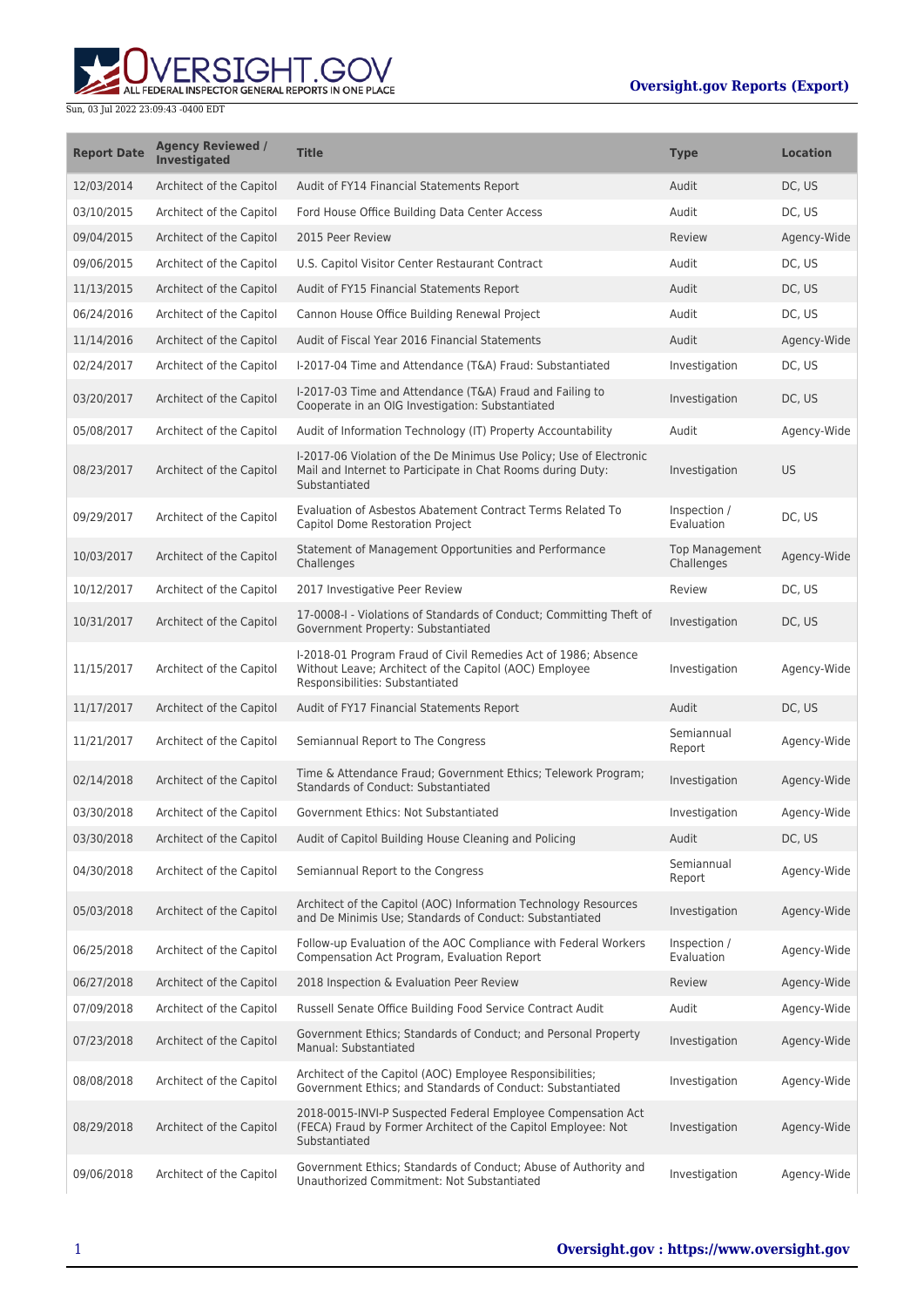Sun, 03 Jul 2022 23:09:43 -0400 EDT

**Oversight.gov Reports (Export)**

| Report Date | Agency Reviewed / Investigated | Title | Type | Location |
| --- | --- | --- | --- | --- |
| 12/03/2014 | Architect of the Capitol | Audit of FY14 Financial Statements Report | Audit | DC, US |
| 03/10/2015 | Architect of the Capitol | Ford House Office Building Data Center Access | Audit | DC, US |
| 09/04/2015 | Architect of the Capitol | 2015 Peer Review | Review | Agency-Wide |
| 09/06/2015 | Architect of the Capitol | U.S. Capitol Visitor Center Restaurant Contract | Audit | DC, US |
| 11/13/2015 | Architect of the Capitol | Audit of FY15 Financial Statements Report | Audit | DC, US |
| 06/24/2016 | Architect of the Capitol | Cannon House Office Building Renewal Project | Audit | DC, US |
| 11/14/2016 | Architect of the Capitol | Audit of Fiscal Year 2016 Financial Statements | Audit | Agency-Wide |
| 02/24/2017 | Architect of the Capitol | I-2017-04 Time and Attendance (T&A) Fraud: Substantiated | Investigation | DC, US |
| 03/20/2017 | Architect of the Capitol | I-2017-03 Time and Attendance (T&A) Fraud and Failing to Cooperate in an OIG Investigation: Substantiated | Investigation | DC, US |
| 05/08/2017 | Architect of the Capitol | Audit of Information Technology (IT) Property Accountability | Audit | Agency-Wide |
| 08/23/2017 | Architect of the Capitol | I-2017-06 Violation of the De Minimus Use Policy; Use of Electronic Mail and Internet to Participate in Chat Rooms during Duty: Substantiated | Investigation | US |
| 09/29/2017 | Architect of the Capitol | Evaluation of Asbestos Abatement Contract Terms Related To Capitol Dome Restoration Project | Inspection / Evaluation | DC, US |
| 10/03/2017 | Architect of the Capitol | Statement of Management Opportunities and Performance Challenges | Top Management Challenges | Agency-Wide |
| 10/12/2017 | Architect of the Capitol | 2017 Investigative Peer Review | Review | DC, US |
| 10/31/2017 | Architect of the Capitol | 17-0008-I - Violations of Standards of Conduct; Committing Theft of Government Property: Substantiated | Investigation | DC, US |
| 11/15/2017 | Architect of the Capitol | I-2018-01 Program Fraud of Civil Remedies Act of 1986; Absence Without Leave; Architect of the Capitol (AOC) Employee Responsibilities: Substantiated | Investigation | Agency-Wide |
| 11/17/2017 | Architect of the Capitol | Audit of FY17 Financial Statements Report | Audit | DC, US |
| 11/21/2017 | Architect of the Capitol | Semiannual Report to The Congress | Semiannual Report | Agency-Wide |
| 02/14/2018 | Architect of the Capitol | Time & Attendance Fraud; Government Ethics; Telework Program; Standards of Conduct: Substantiated | Investigation | Agency-Wide |
| 03/30/2018 | Architect of the Capitol | Government Ethics: Not Substantiated | Investigation | Agency-Wide |
| 03/30/2018 | Architect of the Capitol | Audit of Capitol Building House Cleaning and Policing | Audit | DC, US |
| 04/30/2018 | Architect of the Capitol | Semiannual Report to the Congress | Semiannual Report | Agency-Wide |
| 05/03/2018 | Architect of the Capitol | Architect of the Capitol (AOC) Information Technology Resources and De Minimis Use; Standards of Conduct: Substantiated | Investigation | Agency-Wide |
| 06/25/2018 | Architect of the Capitol | Follow-up Evaluation of the AOC Compliance with Federal Workers Compensation Act Program, Evaluation Report | Inspection / Evaluation | Agency-Wide |
| 06/27/2018 | Architect of the Capitol | 2018 Inspection & Evaluation Peer Review | Review | Agency-Wide |
| 07/09/2018 | Architect of the Capitol | Russell Senate Office Building Food Service Contract Audit | Audit | Agency-Wide |
| 07/23/2018 | Architect of the Capitol | Government Ethics; Standards of Conduct; and Personal Property Manual: Substantiated | Investigation | Agency-Wide |
| 08/08/2018 | Architect of the Capitol | Architect of the Capitol (AOC) Employee Responsibilities; Government Ethics; and Standards of Conduct: Substantiated | Investigation | Agency-Wide |
| 08/29/2018 | Architect of the Capitol | 2018-0015-INVI-P Suspected Federal Employee Compensation Act (FECA) Fraud by Former Architect of the Capitol Employee: Not Substantiated | Investigation | Agency-Wide |
| 09/06/2018 | Architect of the Capitol | Government Ethics; Standards of Conduct; Abuse of Authority and Unauthorized Commitment: Not Substantiated | Investigation | Agency-Wide |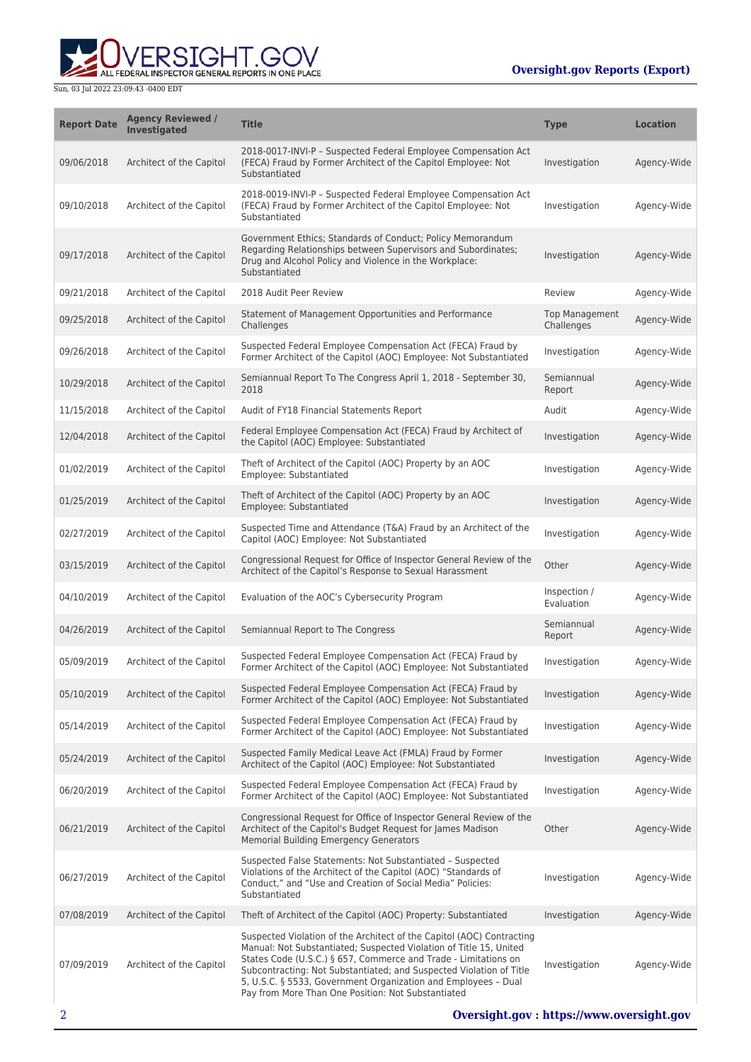| Report Date | Agency Reviewed / Investigated | Title | Type | Location |
|---|---|---|---|---|
| 09/06/2018 | Architect of the Capitol | 2018-0017-INVI-P – Suspected Federal Employee Compensation Act (FECA) Fraud by Former Architect of the Capitol Employee: Not Substantiated | Investigation | Agency-Wide |
| 09/10/2018 | Architect of the Capitol | 2018-0019-INVI-P – Suspected Federal Employee Compensation Act (FECA) Fraud by Former Architect of the Capitol Employee: Not Substantiated | Investigation | Agency-Wide |
| 09/17/2018 | Architect of the Capitol | Government Ethics; Standards of Conduct; Policy Memorandum Regarding Relationships between Supervisors and Subordinates; Drug and Alcohol Policy and Violence in the Workplace: Substantiated | Investigation | Agency-Wide |
| 09/21/2018 | Architect of the Capitol | 2018 Audit Peer Review | Review | Agency-Wide |
| 09/25/2018 | Architect of the Capitol | Statement of Management Opportunities and Performance Challenges | Top Management Challenges | Agency-Wide |
| 09/26/2018 | Architect of the Capitol | Suspected Federal Employee Compensation Act (FECA) Fraud by Former Architect of the Capitol (AOC) Employee: Not Substantiated | Investigation | Agency-Wide |
| 10/29/2018 | Architect of the Capitol | Semiannual Report To The Congress April 1, 2018 - September 30, 2018 | Semiannual Report | Agency-Wide |
| 11/15/2018 | Architect of the Capitol | Audit of FY18 Financial Statements Report | Audit | Agency-Wide |
| 12/04/2018 | Architect of the Capitol | Federal Employee Compensation Act (FECA) Fraud by Architect of the Capitol (AOC) Employee: Substantiated | Investigation | Agency-Wide |
| 01/02/2019 | Architect of the Capitol | Theft of Architect of the Capitol (AOC) Property by an AOC Employee: Substantiated | Investigation | Agency-Wide |
| 01/25/2019 | Architect of the Capitol | Theft of Architect of the Capitol (AOC) Property by an AOC Employee: Substantiated | Investigation | Agency-Wide |
| 02/27/2019 | Architect of the Capitol | Suspected Time and Attendance (T&A) Fraud by an Architect of the Capitol (AOC) Employee: Not Substantiated | Investigation | Agency-Wide |
| 03/15/2019 | Architect of the Capitol | Congressional Request for Office of Inspector General Review of the Architect of the Capitol's Response to Sexual Harassment | Other | Agency-Wide |
| 04/10/2019 | Architect of the Capitol | Evaluation of the AOC's Cybersecurity Program | Inspection / Evaluation | Agency-Wide |
| 04/26/2019 | Architect of the Capitol | Semiannual Report to The Congress | Semiannual Report | Agency-Wide |
| 05/09/2019 | Architect of the Capitol | Suspected Federal Employee Compensation Act (FECA) Fraud by Former Architect of the Capitol (AOC) Employee: Not Substantiated | Investigation | Agency-Wide |
| 05/10/2019 | Architect of the Capitol | Suspected Federal Employee Compensation Act (FECA) Fraud by Former Architect of the Capitol (AOC) Employee: Not Substantiated | Investigation | Agency-Wide |
| 05/14/2019 | Architect of the Capitol | Suspected Federal Employee Compensation Act (FECA) Fraud by Former Architect of the Capitol (AOC) Employee: Not Substantiated | Investigation | Agency-Wide |
| 05/24/2019 | Architect of the Capitol | Suspected Family Medical Leave Act (FMLA) Fraud by Former Architect of the Capitol (AOC) Employee: Not Substantiated | Investigation | Agency-Wide |
| 06/20/2019 | Architect of the Capitol | Suspected Federal Employee Compensation Act (FECA) Fraud by Former Architect of the Capitol (AOC) Employee: Not Substantiated | Investigation | Agency-Wide |
| 06/21/2019 | Architect of the Capitol | Congressional Request for Office of Inspector General Review of the Architect of the Capitol's Budget Request for James Madison Memorial Building Emergency Generators | Other | Agency-Wide |
| 06/27/2019 | Architect of the Capitol | Suspected False Statements: Not Substantiated – Suspected Violations of the Architect of the Capitol (AOC) "Standards of Conduct," and "Use and Creation of Social Media" Policies: Substantiated | Investigation | Agency-Wide |
| 07/08/2019 | Architect of the Capitol | Theft of Architect of the Capitol (AOC) Property: Substantiated | Investigation | Agency-Wide |
| 07/09/2019 | Architect of the Capitol | Suspected Violation of the Architect of the Capitol (AOC) Contracting Manual: Not Substantiated; Suspected Violation of Title 15, United States Code (U.S.C.) § 657, Commerce and Trade - Limitations on Subcontracting: Not Substantiated; and Suspected Violation of Title 5, U.S.C. § 5533, Government Organization and Employees – Dual Pay from More Than One Position: Not Substantiated | Investigation | Agency-Wide |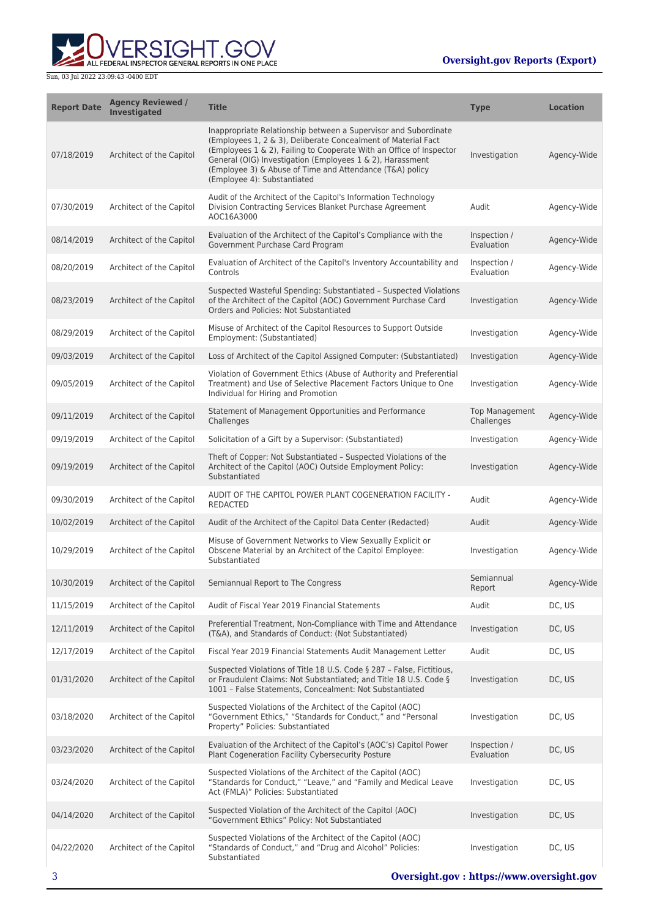| Report Date | Agency Reviewed / Investigated | Title | Type | Location |
|---|---|---|---|---|
| 07/18/2019 | Architect of the Capitol | Inappropriate Relationship between a Supervisor and Subordinate (Employees 1, 2 & 3), Deliberate Concealment of Material Fact (Employees 1 & 2), Failing to Cooperate With an Office of Inspector General (OIG) Investigation (Employees 1 & 2), Harassment (Employee 3) & Abuse of Time and Attendance (T&A) policy (Employee 4): Substantiated | Investigation | Agency-Wide |
| 07/30/2019 | Architect of the Capitol | Audit of the Architect of the Capitol's Information Technology Division Contracting Services Blanket Purchase Agreement AOC16A3000 | Audit | Agency-Wide |
| 08/14/2019 | Architect of the Capitol | Evaluation of the Architect of the Capitol's Compliance with the Government Purchase Card Program | Inspection / Evaluation | Agency-Wide |
| 08/20/2019 | Architect of the Capitol | Evaluation of Architect of the Capitol's Inventory Accountability and Controls | Inspection / Evaluation | Agency-Wide |
| 08/23/2019 | Architect of the Capitol | Suspected Wasteful Spending: Substantiated – Suspected Violations of the Architect of the Capitol (AOC) Government Purchase Card Orders and Policies: Not Substantiated | Investigation | Agency-Wide |
| 08/29/2019 | Architect of the Capitol | Misuse of Architect of the Capitol Resources to Support Outside Employment: (Substantiated) | Investigation | Agency-Wide |
| 09/03/2019 | Architect of the Capitol | Loss of Architect of the Capitol Assigned Computer: (Substantiated) | Investigation | Agency-Wide |
| 09/05/2019 | Architect of the Capitol | Violation of Government Ethics (Abuse of Authority and Preferential Treatment) and Use of Selective Placement Factors Unique to One Individual for Hiring and Promotion | Investigation | Agency-Wide |
| 09/11/2019 | Architect of the Capitol | Statement of Management Opportunities and Performance Challenges | Top Management Challenges | Agency-Wide |
| 09/19/2019 | Architect of the Capitol | Solicitation of a Gift by a Supervisor: (Substantiated) | Investigation | Agency-Wide |
| 09/19/2019 | Architect of the Capitol | Theft of Copper: Not Substantiated – Suspected Violations of the Architect of the Capitol (AOC) Outside Employment Policy: Substantiated | Investigation | Agency-Wide |
| 09/30/2019 | Architect of the Capitol | AUDIT OF THE CAPITOL POWER PLANT COGENERATION FACILITY - REDACTED | Audit | Agency-Wide |
| 10/02/2019 | Architect of the Capitol | Audit of the Architect of the Capitol Data Center (Redacted) | Audit | Agency-Wide |
| 10/29/2019 | Architect of the Capitol | Misuse of Government Networks to View Sexually Explicit or Obscene Material by an Architect of the Capitol Employee: Substantiated | Investigation | Agency-Wide |
| 10/30/2019 | Architect of the Capitol | Semiannual Report to The Congress | Semiannual Report | Agency-Wide |
| 11/15/2019 | Architect of the Capitol | Audit of Fiscal Year 2019 Financial Statements | Audit | DC, US |
| 12/11/2019 | Architect of the Capitol | Preferential Treatment, Non-Compliance with Time and Attendance (T&A), and Standards of Conduct: (Not Substantiated) | Investigation | DC, US |
| 12/17/2019 | Architect of the Capitol | Fiscal Year 2019 Financial Statements Audit Management Letter | Audit | DC, US |
| 01/31/2020 | Architect of the Capitol | Suspected Violations of Title 18 U.S. Code § 287 – False, Fictitious, or Fraudulent Claims: Not Substantiated; and Title 18 U.S. Code § 1001 – False Statements, Concealment: Not Substantiated | Investigation | DC, US |
| 03/18/2020 | Architect of the Capitol | Suspected Violations of the Architect of the Capitol (AOC) "Government Ethics," "Standards for Conduct," and "Personal Property" Policies: Substantiated | Investigation | DC, US |
| 03/23/2020 | Architect of the Capitol | Evaluation of the Architect of the Capitol's (AOC's) Capitol Power Plant Cogeneration Facility Cybersecurity Posture | Inspection / Evaluation | DC, US |
| 03/24/2020 | Architect of the Capitol | Suspected Violations of the Architect of the Capitol (AOC) "Standards for Conduct," "Leave," and "Family and Medical Leave Act (FMLA)" Policies: Substantiated | Investigation | DC, US |
| 04/14/2020 | Architect of the Capitol | Suspected Violation of the Architect of the Capitol (AOC) "Government Ethics" Policy: Not Substantiated | Investigation | DC, US |
| 04/22/2020 | Architect of the Capitol | Suspected Violations of the Architect of the Capitol (AOC) "Standards of Conduct," and "Drug and Alcohol" Policies: Substantiated | Investigation | DC, US |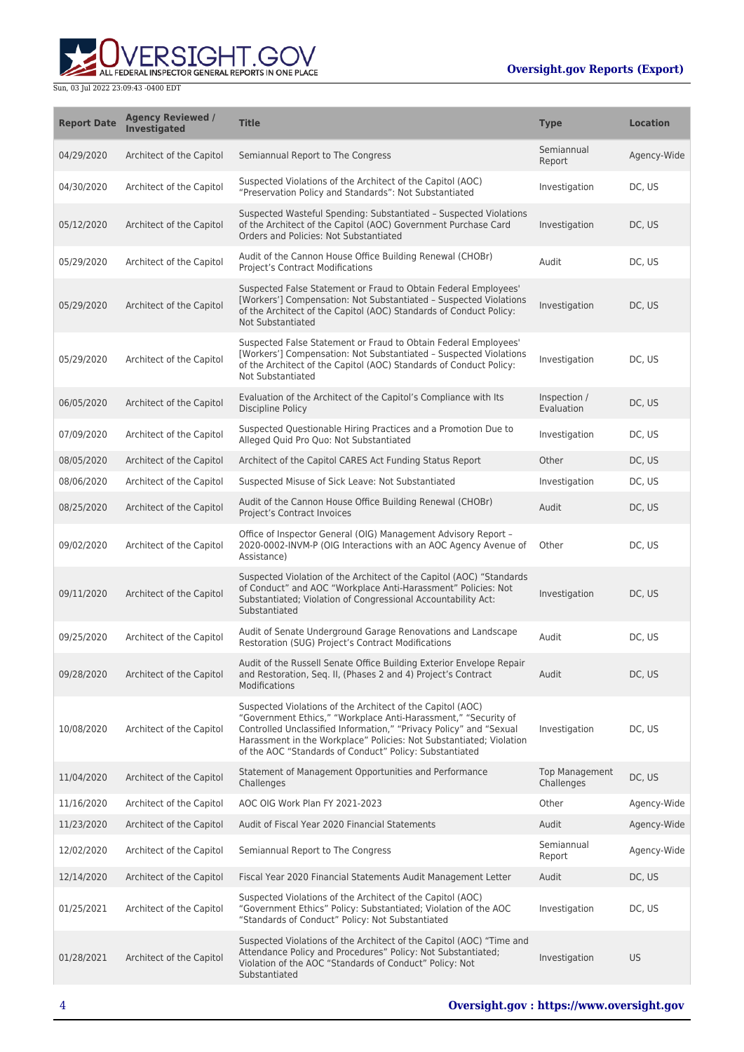| Report Date | Agency Reviewed / Investigated | Title | Type | Location |
| --- | --- | --- | --- | --- |
| 04/29/2020 | Architect of the Capitol | Semiannual Report to The Congress | Semiannual Report | Agency-Wide |
| 04/30/2020 | Architect of the Capitol | Suspected Violations of the Architect of the Capitol (AOC) "Preservation Policy and Standards": Not Substantiated | Investigation | DC, US |
| 05/12/2020 | Architect of the Capitol | Suspected Wasteful Spending: Substantiated – Suspected Violations of the Architect of the Capitol (AOC) Government Purchase Card Orders and Policies: Not Substantiated | Investigation | DC, US |
| 05/29/2020 | Architect of the Capitol | Audit of the Cannon House Office Building Renewal (CHOBr) Project's Contract Modifications | Audit | DC, US |
| 05/29/2020 | Architect of the Capitol | Suspected False Statement or Fraud to Obtain Federal Employees' [Workers'] Compensation: Not Substantiated – Suspected Violations of the Architect of the Capitol (AOC) Standards of Conduct Policy: Not Substantiated | Investigation | DC, US |
| 05/29/2020 | Architect of the Capitol | Suspected False Statement or Fraud to Obtain Federal Employees' [Workers'] Compensation: Not Substantiated – Suspected Violations of the Architect of the Capitol (AOC) Standards of Conduct Policy: Not Substantiated | Investigation | DC, US |
| 06/05/2020 | Architect of the Capitol | Evaluation of the Architect of the Capitol's Compliance with Its Discipline Policy | Inspection / Evaluation | DC, US |
| 07/09/2020 | Architect of the Capitol | Suspected Questionable Hiring Practices and a Promotion Due to Alleged Quid Pro Quo: Not Substantiated | Investigation | DC, US |
| 08/05/2020 | Architect of the Capitol | Architect of the Capitol CARES Act Funding Status Report | Other | DC, US |
| 08/06/2020 | Architect of the Capitol | Suspected Misuse of Sick Leave: Not Substantiated | Investigation | DC, US |
| 08/25/2020 | Architect of the Capitol | Audit of the Cannon House Office Building Renewal (CHOBr) Project's Contract Invoices | Audit | DC, US |
| 09/02/2020 | Architect of the Capitol | Office of Inspector General (OIG) Management Advisory Report – 2020-0002-INVM-P (OIG Interactions with an AOC Agency Avenue of Assistance) | Other | DC, US |
| 09/11/2020 | Architect of the Capitol | Suspected Violation of the Architect of the Capitol (AOC) "Standards of Conduct" and AOC "Workplace Anti-Harassment" Policies: Not Substantiated; Violation of Congressional Accountability Act: Substantiated | Investigation | DC, US |
| 09/25/2020 | Architect of the Capitol | Audit of Senate Underground Garage Renovations and Landscape Restoration (SUG) Project's Contract Modifications | Audit | DC, US |
| 09/28/2020 | Architect of the Capitol | Audit of the Russell Senate Office Building Exterior Envelope Repair and Restoration, Seq. II, (Phases 2 and 4) Project's Contract Modifications | Audit | DC, US |
| 10/08/2020 | Architect of the Capitol | Suspected Violations of the Architect of the Capitol (AOC) "Government Ethics," "Workplace Anti-Harassment," "Security of Controlled Unclassified Information," "Privacy Policy" and "Sexual Harassment in the Workplace" Policies: Not Substantiated; Violation of the AOC "Standards of Conduct" Policy: Substantiated | Investigation | DC, US |
| 11/04/2020 | Architect of the Capitol | Statement of Management Opportunities and Performance Challenges | Top Management Challenges | DC, US |
| 11/16/2020 | Architect of the Capitol | AOC OIG Work Plan FY 2021-2023 | Other | Agency-Wide |
| 11/23/2020 | Architect of the Capitol | Audit of Fiscal Year 2020 Financial Statements | Audit | Agency-Wide |
| 12/02/2020 | Architect of the Capitol | Semiannual Report to The Congress | Semiannual Report | Agency-Wide |
| 12/14/2020 | Architect of the Capitol | Fiscal Year 2020 Financial Statements Audit Management Letter | Audit | DC, US |
| 01/25/2021 | Architect of the Capitol | Suspected Violations of the Architect of the Capitol (AOC) "Government Ethics" Policy: Substantiated; Violation of the AOC "Standards of Conduct" Policy: Not Substantiated | Investigation | DC, US |
| 01/28/2021 | Architect of the Capitol | Suspected Violations of the Architect of the Capitol (AOC) "Time and Attendance Policy and Procedures" Policy: Not Substantiated; Violation of the AOC "Standards of Conduct" Policy: Not Substantiated | Investigation | US |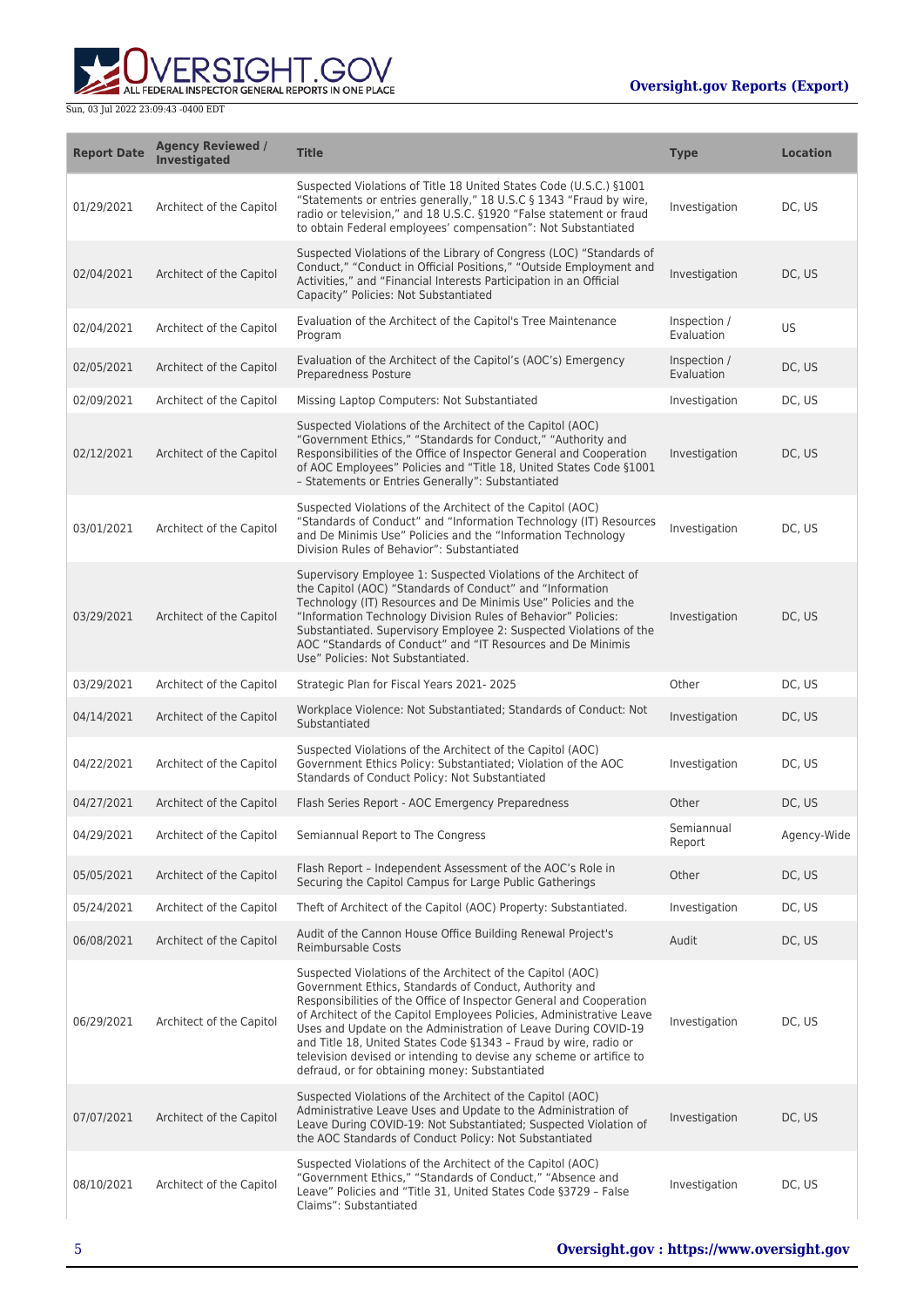| Report Date | Agency Reviewed / Investigated | Title | Type | Location |
| --- | --- | --- | --- | --- |
| 01/29/2021 | Architect of the Capitol | Suspected Violations of Title 18 United States Code (U.S.C.) §1001 "Statements or entries generally," 18 U.S.C § 1343 "Fraud by wire, radio or television," and 18 U.S.C. §1920 "False statement or fraud to obtain Federal employees' compensation": Not Substantiated | Investigation | DC, US |
| 02/04/2021 | Architect of the Capitol | Suspected Violations of the Library of Congress (LOC) "Standards of Conduct," "Conduct in Official Positions," "Outside Employment and Activities," and "Financial Interests Participation in an Official Capacity" Policies: Not Substantiated | Investigation | DC, US |
| 02/04/2021 | Architect of the Capitol | Evaluation of the Architect of the Capitol's Tree Maintenance Program | Inspection / Evaluation | US |
| 02/05/2021 | Architect of the Capitol | Evaluation of the Architect of the Capitol's (AOC's) Emergency Preparedness Posture | Inspection / Evaluation | DC, US |
| 02/09/2021 | Architect of the Capitol | Missing Laptop Computers: Not Substantiated | Investigation | DC, US |
| 02/12/2021 | Architect of the Capitol | Suspected Violations of the Architect of the Capitol (AOC) "Government Ethics," "Standards for Conduct," "Authority and Responsibilities of the Office of Inspector General and Cooperation of AOC Employees" Policies and "Title 18, United States Code §1001 – Statements or Entries Generally": Substantiated | Investigation | DC, US |
| 03/01/2021 | Architect of the Capitol | Suspected Violations of the Architect of the Capitol (AOC) "Standards of Conduct" and "Information Technology (IT) Resources and De Minimis Use" Policies and the "Information Technology Division Rules of Behavior": Substantiated | Investigation | DC, US |
| 03/29/2021 | Architect of the Capitol | Supervisory Employee 1: Suspected Violations of the Architect of the Capitol (AOC) "Standards of Conduct" and "Information Technology (IT) Resources and De Minimis Use" Policies and the "Information Technology Division Rules of Behavior" Policies: Substantiated. Supervisory Employee 2: Suspected Violations of the AOC "Standards of Conduct" and "IT Resources and De Minimis Use" Policies: Not Substantiated. | Investigation | DC, US |
| 03/29/2021 | Architect of the Capitol | Strategic Plan for Fiscal Years 2021- 2025 | Other | DC, US |
| 04/14/2021 | Architect of the Capitol | Workplace Violence: Not Substantiated; Standards of Conduct: Not Substantiated | Investigation | DC, US |
| 04/22/2021 | Architect of the Capitol | Suspected Violations of the Architect of the Capitol (AOC) Government Ethics Policy: Substantiated; Violation of the AOC Standards of Conduct Policy: Not Substantiated | Investigation | DC, US |
| 04/27/2021 | Architect of the Capitol | Flash Series Report - AOC Emergency Preparedness | Other | DC, US |
| 04/29/2021 | Architect of the Capitol | Semiannual Report to The Congress | Semiannual Report | Agency-Wide |
| 05/05/2021 | Architect of the Capitol | Flash Report – Independent Assessment of the AOC's Role in Securing the Capitol Campus for Large Public Gatherings | Other | DC, US |
| 05/24/2021 | Architect of the Capitol | Theft of Architect of the Capitol (AOC) Property: Substantiated. | Investigation | DC, US |
| 06/08/2021 | Architect of the Capitol | Audit of the Cannon House Office Building Renewal Project's Reimbursable Costs | Audit | DC, US |
| 06/29/2021 | Architect of the Capitol | Suspected Violations of the Architect of the Capitol (AOC) Government Ethics, Standards of Conduct, Authority and Responsibilities of the Office of Inspector General and Cooperation of Architect of the Capitol Employees Policies, Administrative Leave Uses and Update on the Administration of Leave During COVID-19 and Title 18, United States Code §1343 – Fraud by wire, radio or television devised or intending to devise any scheme or artifice to defraud, or for obtaining money: Substantiated | Investigation | DC, US |
| 07/07/2021 | Architect of the Capitol | Suspected Violations of the Architect of the Capitol (AOC) Administrative Leave Uses and Update to the Administration of Leave During COVID-19: Not Substantiated; Suspected Violation of the AOC Standards of Conduct Policy: Not Substantiated | Investigation | DC, US |
| 08/10/2021 | Architect of the Capitol | Suspected Violations of the Architect of the Capitol (AOC) "Government Ethics," "Standards of Conduct," "Absence and Leave" Policies and "Title 31, United States Code §3729 – False Claims": Substantiated | Investigation | DC, US |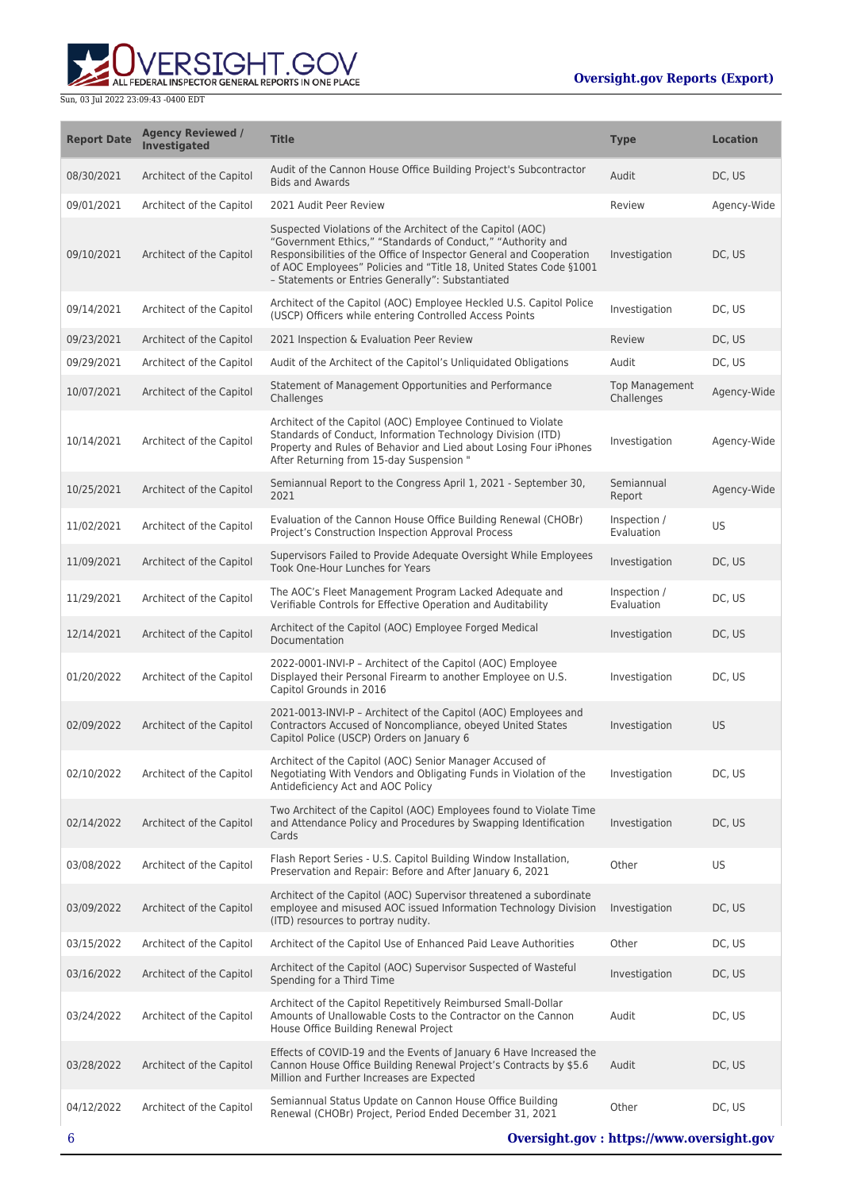| Report Date | Agency Reviewed / Investigated | Title | Type | Location |
| --- | --- | --- | --- | --- |
| 08/30/2021 | Architect of the Capitol | Audit of the Cannon House Office Building Project's Subcontractor Bids and Awards | Audit | DC, US |
| 09/01/2021 | Architect of the Capitol | 2021 Audit Peer Review | Review | Agency-Wide |
| 09/10/2021 | Architect of the Capitol | Suspected Violations of the Architect of the Capitol (AOC) "Government Ethics," "Standards of Conduct," "Authority and Responsibilities of the Office of Inspector General and Cooperation of AOC Employees" Policies and "Title 18, United States Code §1001 – Statements or Entries Generally": Substantiated | Investigation | DC, US |
| 09/14/2021 | Architect of the Capitol | Architect of the Capitol (AOC) Employee Heckled U.S. Capitol Police (USCP) Officers while entering Controlled Access Points | Investigation | DC, US |
| 09/23/2021 | Architect of the Capitol | 2021 Inspection & Evaluation Peer Review | Review | DC, US |
| 09/29/2021 | Architect of the Capitol | Audit of the Architect of the Capitol's Unliquidated Obligations | Audit | DC, US |
| 10/07/2021 | Architect of the Capitol | Statement of Management Opportunities and Performance Challenges | Top Management Challenges | Agency-Wide |
| 10/14/2021 | Architect of the Capitol | Architect of the Capitol (AOC) Employee Continued to Violate Standards of Conduct, Information Technology Division (ITD) Property and Rules of Behavior and Lied about Losing Four iPhones After Returning from 15-day Suspension " | Investigation | Agency-Wide |
| 10/25/2021 | Architect of the Capitol | Semiannual Report to the Congress April 1, 2021 - September 30, 2021 | Semiannual Report | Agency-Wide |
| 11/02/2021 | Architect of the Capitol | Evaluation of the Cannon House Office Building Renewal (CHOBr) Project's Construction Inspection Approval Process | Inspection / Evaluation | US |
| 11/09/2021 | Architect of the Capitol | Supervisors Failed to Provide Adequate Oversight While Employees Took One-Hour Lunches for Years | Investigation | DC, US |
| 11/29/2021 | Architect of the Capitol | The AOC's Fleet Management Program Lacked Adequate and Verifiable Controls for Effective Operation and Auditability | Inspection / Evaluation | DC, US |
| 12/14/2021 | Architect of the Capitol | Architect of the Capitol (AOC) Employee Forged Medical Documentation | Investigation | DC, US |
| 01/20/2022 | Architect of the Capitol | 2022-0001-INVI-P – Architect of the Capitol (AOC) Employee Displayed their Personal Firearm to another Employee on U.S. Capitol Grounds in 2016 | Investigation | DC, US |
| 02/09/2022 | Architect of the Capitol | 2021-0013-INVI-P – Architect of the Capitol (AOC) Employees and Contractors Accused of Noncompliance, obeyed United States Capitol Police (USCP) Orders on January 6 | Investigation | US |
| 02/10/2022 | Architect of the Capitol | Architect of the Capitol (AOC) Senior Manager Accused of Negotiating With Vendors and Obligating Funds in Violation of the Antideficiency Act and AOC Policy | Investigation | DC, US |
| 02/14/2022 | Architect of the Capitol | Two Architect of the Capitol (AOC) Employees found to Violate Time and Attendance Policy and Procedures by Swapping Identification Cards | Investigation | DC, US |
| 03/08/2022 | Architect of the Capitol | Flash Report Series - U.S. Capitol Building Window Installation, Preservation and Repair: Before and After January 6, 2021 | Other | US |
| 03/09/2022 | Architect of the Capitol | Architect of the Capitol (AOC) Supervisor threatened a subordinate employee and misused AOC issued Information Technology Division (ITD) resources to portray nudity. | Investigation | DC, US |
| 03/15/2022 | Architect of the Capitol | Architect of the Capitol Use of Enhanced Paid Leave Authorities | Other | DC, US |
| 03/16/2022 | Architect of the Capitol | Architect of the Capitol (AOC) Supervisor Suspected of Wasteful Spending for a Third Time | Investigation | DC, US |
| 03/24/2022 | Architect of the Capitol | Architect of the Capitol Repetitively Reimbursed Small-Dollar Amounts of Unallowable Costs to the Contractor on the Cannon House Office Building Renewal Project | Audit | DC, US |
| 03/28/2022 | Architect of the Capitol | Effects of COVID-19 and the Events of January 6 Have Increased the Cannon House Office Building Renewal Project's Contracts by $5.6 Million and Further Increases are Expected | Audit | DC, US |
| 04/12/2022 | Architect of the Capitol | Semiannual Status Update on Cannon House Office Building Renewal (CHOBr) Project, Period Ended December 31, 2021 | Other | DC, US |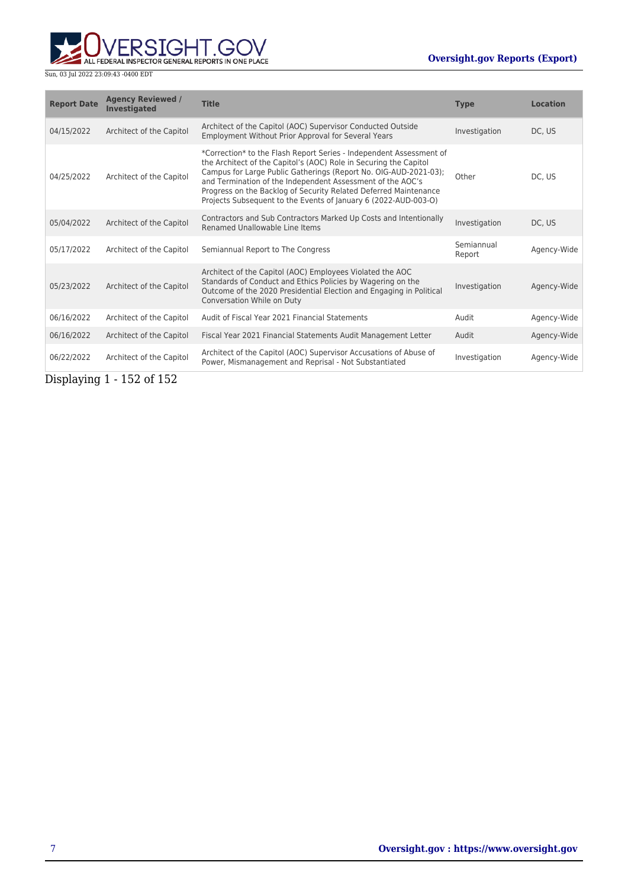| Report Date | Agency Reviewed / Investigated | Title | Type | Location |
| --- | --- | --- | --- | --- |
| 04/15/2022 | Architect of the Capitol | Architect of the Capitol (AOC) Supervisor Conducted Outside Employment Without Prior Approval for Several Years | Investigation | DC, US |
| 04/25/2022 | Architect of the Capitol | *Correction* to the Flash Report Series - Independent Assessment of the Architect of the Capitol's (AOC) Role in Securing the Capitol Campus for Large Public Gatherings (Report No. OIG-AUD-2021-03); and Termination of the Independent Assessment of the AOC's Progress on the Backlog of Security Related Deferred Maintenance Projects Subsequent to the Events of January 6 (2022-AUD-003-O) | Other | DC, US |
| 05/04/2022 | Architect of the Capitol | Contractors and Sub Contractors Marked Up Costs and Intentionally Renamed Unallowable Line Items | Investigation | DC, US |
| 05/17/2022 | Architect of the Capitol | Semiannual Report to The Congress | Semiannual Report | Agency-Wide |
| 05/23/2022 | Architect of the Capitol | Architect of the Capitol (AOC) Employees Violated the AOC Standards of Conduct and Ethics Policies by Wagering on the Outcome of the 2020 Presidential Election and Engaging in Political Conversation While on Duty | Investigation | Agency-Wide |
| 06/16/2022 | Architect of the Capitol | Audit of Fiscal Year 2021 Financial Statements | Audit | Agency-Wide |
| 06/16/2022 | Architect of the Capitol | Fiscal Year 2021 Financial Statements Audit Management Letter | Audit | Agency-Wide |
| 06/22/2022 | Architect of the Capitol | Architect of the Capitol (AOC) Supervisor Accusations of Abuse of Power, Mismanagement and Reprisal - Not Substantiated | Investigation | Agency-Wide |

Displaying 1 - 152 of 152